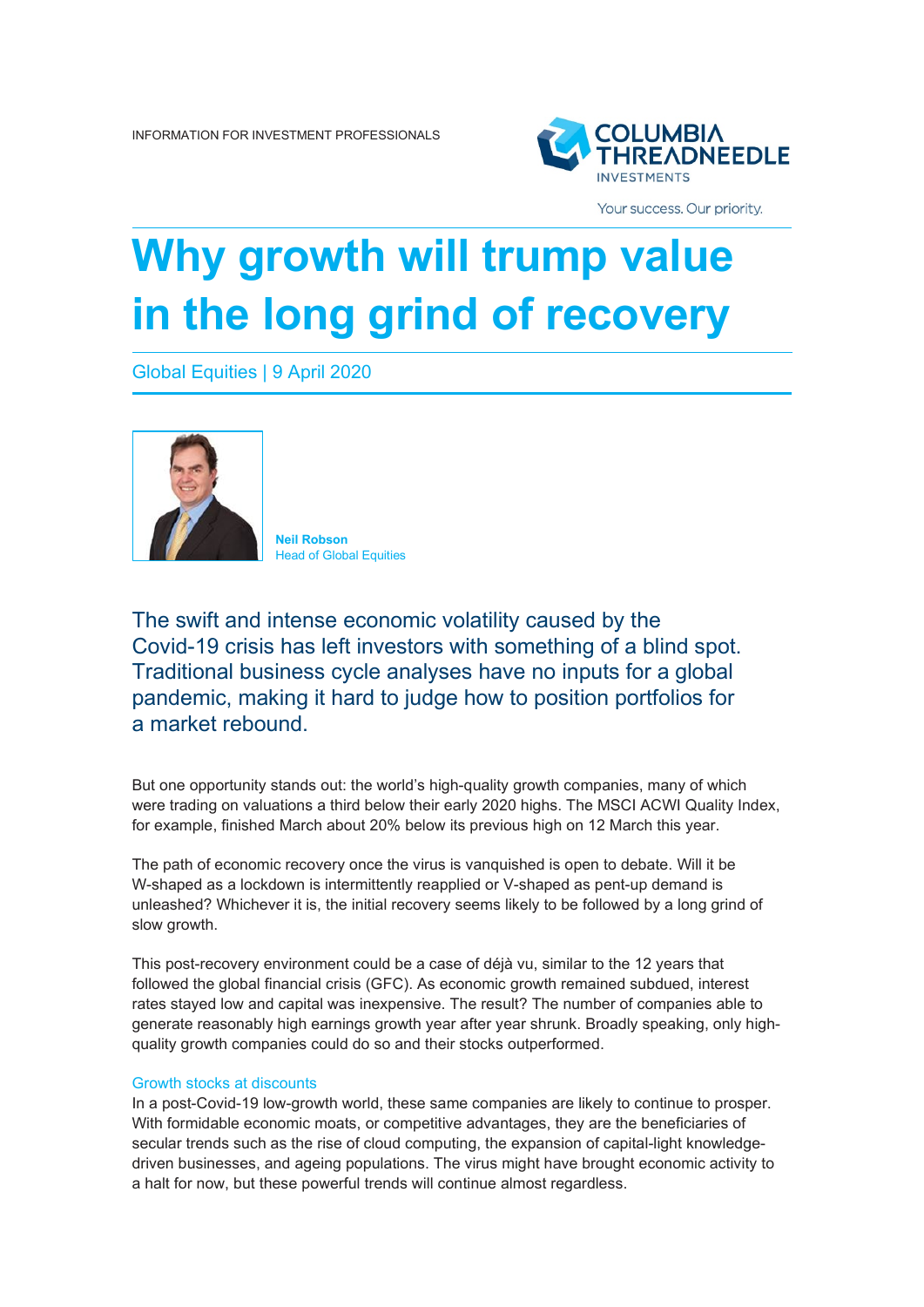INFORMATION FOR INVESTMENT PROFESSIONALS

COLUMBIA THREADNEEDLE INVESTMENTS

Your success. Our priority.

# Why growth will trump value in the long grind of recovery

Global Equities | 9 April 2020

**Neil Robson**
Head of Global Equities

## The swift and intense economic volatility caused by the Covid-19 crisis has left investors with something of a blind spot. Traditional business cycle analyses have no inputs for a global pandemic, making it hard to judge how to position portfolios for a market rebound.

But one opportunity stands out: the world's high-quality growth companies, many of which were trading on valuations a third below their early 2020 highs. The MSCI ACWI Quality Index, for example, finished March about 20% below its previous high on 12 March this year.

The path of economic recovery once the virus is vanquished is open to debate. Will it be W-shaped as a lockdown is intermittently reapplied or V-shaped as pent-up demand is unleashed? Whichever it is, the initial recovery seems likely to be followed by a long grind of slow growth.

This post-recovery environment could be a case of déjà vu, similar to the 12 years that followed the global financial crisis (GFC). As economic growth remained subdued, interest rates stayed low and capital was inexpensive. The result? The number of companies able to generate reasonably high earnings growth year after year shrunk. Broadly speaking, only high-quality growth companies could do so and their stocks outperformed.

### Growth stocks at discounts

In a post-Covid-19 low-growth world, these same companies are likely to continue to prosper. With formidable economic moats, or competitive advantages, they are the beneficiaries of secular trends such as the rise of cloud computing, the expansion of capital-light knowledge-driven businesses, and ageing populations. The virus might have brought economic activity to a halt for now, but these powerful trends will continue almost regardless.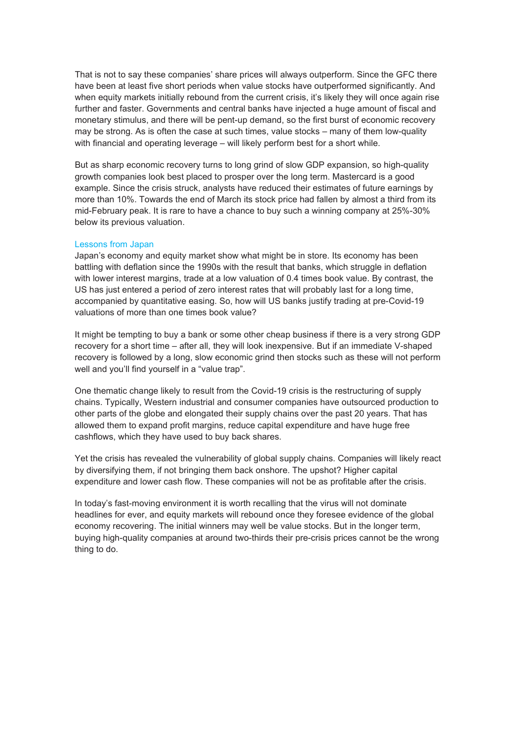That is not to say these companies' share prices will always outperform. Since the GFC there have been at least five short periods when value stocks have outperformed significantly. And when equity markets initially rebound from the current crisis, it's likely they will once again rise further and faster. Governments and central banks have injected a huge amount of fiscal and monetary stimulus, and there will be pent-up demand, so the first burst of economic recovery may be strong. As is often the case at such times, value stocks – many of them low-quality with financial and operating leverage – will likely perform best for a short while.

But as sharp economic recovery turns to long grind of slow GDP expansion, so high-quality growth companies look best placed to prosper over the long term. Mastercard is a good example. Since the crisis struck, analysts have reduced their estimates of future earnings by more than 10%. Towards the end of March its stock price had fallen by almost a third from its mid-February peak. It is rare to have a chance to buy such a winning company at 25%-30% below its previous valuation.

## Lessons from Japan

Japan's economy and equity market show what might be in store. Its economy has been battling with deflation since the 1990s with the result that banks, which struggle in deflation with lower interest margins, trade at a low valuation of 0.4 times book value. By contrast, the US has just entered a period of zero interest rates that will probably last for a long time, accompanied by quantitative easing. So, how will US banks justify trading at pre-Covid-19 valuations of more than one times book value?

It might be tempting to buy a bank or some other cheap business if there is a very strong GDP recovery for a short time – after all, they will look inexpensive. But if an immediate V-shaped recovery is followed by a long, slow economic grind then stocks such as these will not perform well and you'll find yourself in a "value trap".

One thematic change likely to result from the Covid-19 crisis is the restructuring of supply chains. Typically, Western industrial and consumer companies have outsourced production to other parts of the globe and elongated their supply chains over the past 20 years. That has allowed them to expand profit margins, reduce capital expenditure and have huge free cashflows, which they have used to buy back shares.

Yet the crisis has revealed the vulnerability of global supply chains. Companies will likely react by diversifying them, if not bringing them back onshore. The upshot? Higher capital expenditure and lower cash flow. These companies will not be as profitable after the crisis.

In today's fast-moving environment it is worth recalling that the virus will not dominate headlines for ever, and equity markets will rebound once they foresee evidence of the global economy recovering. The initial winners may well be value stocks. But in the longer term, buying high-quality companies at around two-thirds their pre-crisis prices cannot be the wrong thing to do.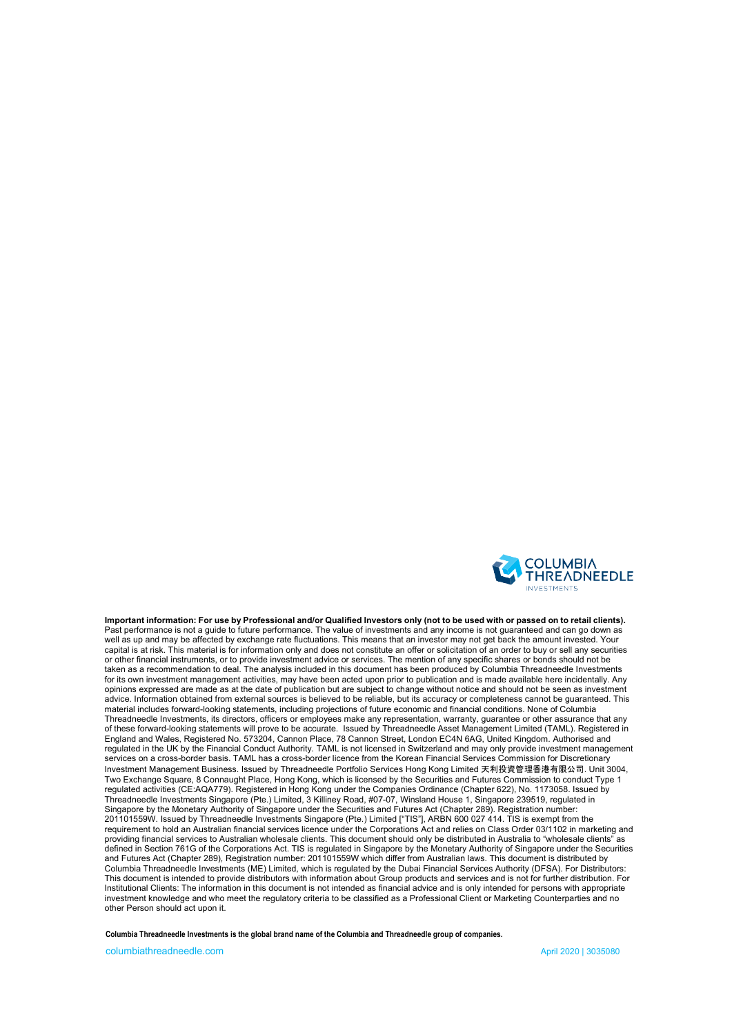**Important information: For use by Professional and/or Qualified Investors only (not to be used with or passed on to retail clients).** Past performance is not a guide to future performance. The value of investments and any income is not guaranteed and can go down as well as up and may be affected by exchange rate fluctuations. This means that an investor may not get back the amount invested. Your capital is at risk. This material is for information only and does not constitute an offer or solicitation of an order to buy or sell any securities or other financial instruments, or to provide investment advice or services. The mention of any specific shares or bonds should not be taken as a recommendation to deal. The analysis included in this document has been produced by Columbia Threadneedle Investments for its own investment management activities, may have been acted upon prior to publication and is made available here incidentally. Any opinions expressed are made as at the date of publication but are subject to change without notice and should not be seen as investment advice. Information obtained from external sources is believed to be reliable, but its accuracy or completeness cannot be guaranteed. This material includes forward-looking statements, including projections of future economic and financial conditions. None of Columbia Threadneedle Investments, its directors, officers or employees make any representation, warranty, guarantee or other assurance that any of these forward-looking statements will prove to be accurate. Issued by Threadneedle Asset Management Limited (TAML). Registered in England and Wales, Registered No. 573204, Cannon Place, 78 Cannon Street, London EC4N 6AG, United Kingdom. Authorised and regulated in the UK by the Financial Conduct Authority. TAML is not licensed in Switzerland and may only provide investment management services on a cross-border basis. TAML has a cross-border licence from the Korean Financial Services Commission for Discretionary Investment Management Business. Issued by Threadneedle Portfolio Services Hong Kong Limited 天利投資管理香港有限公司. Unit 3004, Two Exchange Square, 8 Connaught Place, Hong Kong, which is licensed by the Securities and Futures Commission to conduct Type 1 regulated activities (CE:AQA779). Registered in Hong Kong under the Companies Ordinance (Chapter 622), No. 1173058. Issued by Threadneedle Investments Singapore (Pte.) Limited, 3 Killiney Road, #07-07, Winsland House 1, Singapore 239519, regulated in Singapore by the Monetary Authority of Singapore under the Securities and Futures Act (Chapter 289). Registration number: 201101559W. Issued by Threadneedle Investments Singapore (Pte.) Limited ["TIS"], ARBN 600 027 414. TIS is exempt from the requirement to hold an Australian financial services licence under the Corporations Act and relies on Class Order 03/1102 in marketing and providing financial services to Australian wholesale clients. This document should only be distributed in Australia to "wholesale clients" as defined in Section 761G of the Corporations Act. TIS is regulated in Singapore by the Monetary Authority of Singapore under the Securities and Futures Act (Chapter 289), Registration number: 201101559W which differ from Australian laws. This document is distributed by Columbia Threadneedle Investments (ME) Limited, which is regulated by the Dubai Financial Services Authority (DFSA). For Distributors: This document is intended to provide distributors with information about Group products and services and is not for further distribution. For Institutional Clients: The information in this document is not intended as financial advice and is only intended for persons with appropriate investment knowledge and who meet the regulatory criteria to be classified as a Professional Client or Marketing Counterparties and no other Person should act upon it.

**Columbia Threadneedle Investments is the global brand name of the Columbia and Threadneedle group of companies.**

columbiathreadneedle.com

April 2020 | 3035080